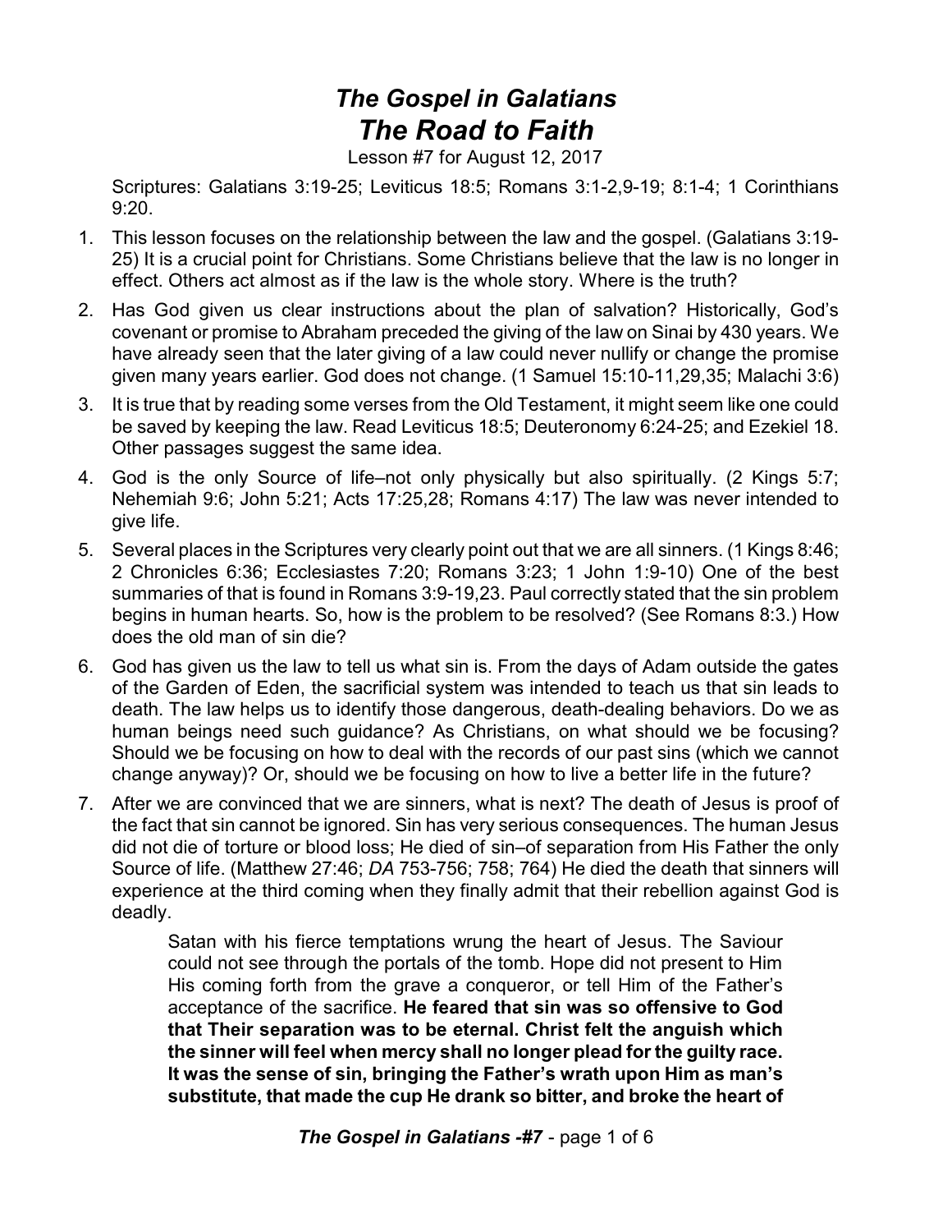# *The Gospel in Galatians*
# *The Road to Faith*

Lesson #7 for August 12, 2017

Scriptures: Galatians 3:19-25; Leviticus 18:5; Romans 3:1-2,9-19; 8:1-4; 1 Corinthians 9:20.

1. This lesson focuses on the relationship between the law and the gospel. (Galatians 3:19-25) It is a crucial point for Christians. Some Christians believe that the law is no longer in effect. Others act almost as if the law is the whole story. Where is the truth?
2. Has God given us clear instructions about the plan of salvation? Historically, God's covenant or promise to Abraham preceded the giving of the law on Sinai by 430 years. We have already seen that the later giving of a law could never nullify or change the promise given many years earlier. God does not change. (1 Samuel 15:10-11,29,35; Malachi 3:6)
3. It is true that by reading some verses from the Old Testament, it might seem like one could be saved by keeping the law. Read Leviticus 18:5; Deuteronomy 6:24-25; and Ezekiel 18. Other passages suggest the same idea.
4. God is the only Source of life–not only physically but also spiritually. (2 Kings 5:7; Nehemiah 9:6; John 5:21; Acts 17:25,28; Romans 4:17) The law was never intended to give life.
5. Several places in the Scriptures very clearly point out that we are all sinners. (1 Kings 8:46; 2 Chronicles 6:36; Ecclesiastes 7:20; Romans 3:23; 1 John 1:9-10) One of the best summaries of that is found in Romans 3:9-19,23. Paul correctly stated that the sin problem begins in human hearts. So, how is the problem to be resolved? (See Romans 8:3.) How does the old man of sin die?
6. God has given us the law to tell us what sin is. From the days of Adam outside the gates of the Garden of Eden, the sacrificial system was intended to teach us that sin leads to death. The law helps us to identify those dangerous, death-dealing behaviors. Do we as human beings need such guidance? As Christians, on what should we be focusing? Should we be focusing on how to deal with the records of our past sins (which we cannot change anyway)? Or, should we be focusing on how to live a better life in the future?
7. After we are convinced that we are sinners, what is next? The death of Jesus is proof of the fact that sin cannot be ignored. Sin has very serious consequences. The human Jesus did not die of torture or blood loss; He died of sin–of separation from His Father the only Source of life. (Matthew 27:46; *DA* 753-756; 758; 764) He died the death that sinners will experience at the third coming when they finally admit that their rebellion against God is deadly.

> Satan with his fierce temptations wrung the heart of Jesus. The Saviour could not see through the portals of the tomb. Hope did not present to Him His coming forth from the grave a conqueror, or tell Him of the Father's acceptance of the sacrifice. **He feared that sin was so offensive to God that Their separation was to be eternal. Christ felt the anguish which the sinner will feel when mercy shall no longer plead for the guilty race. It was the sense of sin, bringing the Father's wrath upon Him as man's substitute, that made the cup He drank so bitter, and broke the heart of**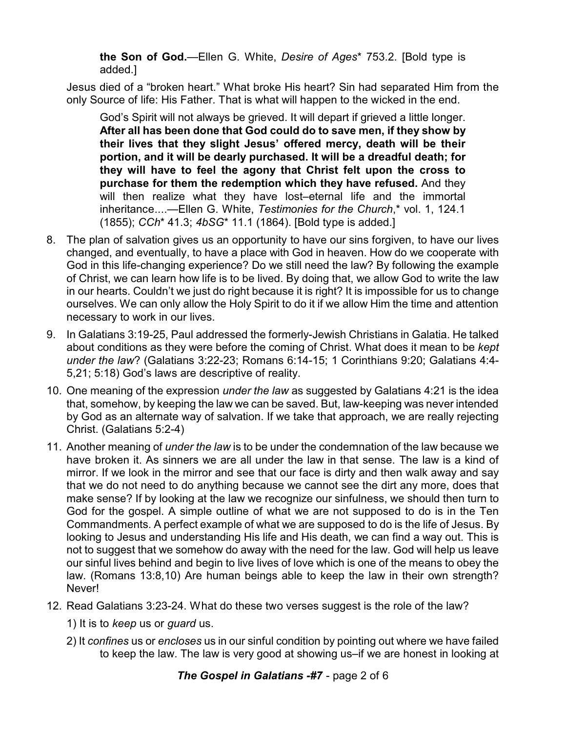> **the Son of God.**—Ellen G. White, *Desire of Ages** 753.2. [Bold type is added.]

Jesus died of a "broken heart." What broke His heart? Sin had separated Him from the only Source of life: His Father. That is what will happen to the wicked in the end.

> God's Spirit will not always be grieved. It will depart if grieved a little longer. **After all has been done that God could do to save men, if they show by their lives that they slight Jesus' offered mercy, death will be their portion, and it will be dearly purchased. It will be a dreadful death; for they will have to feel the agony that Christ felt upon the cross to purchase for them the redemption which they have refused.** And they will then realize what they have lost–eternal life and the immortal inheritance....—Ellen G. White, *Testimonies for the Church*,* vol. 1, 124.1 (1855); *CCh** 41.3; *4bSG** 11.1 (1864). [Bold type is added.]

8. The plan of salvation gives us an opportunity to have our sins forgiven, to have our lives changed, and eventually, to have a place with God in heaven. How do we cooperate with God in this life-changing experience? Do we still need the law? By following the example of Christ, we can learn how life is to be lived. By doing that, we allow God to write the law in our hearts. Couldn't we just do right because it is right? It is impossible for us to change ourselves. We can only allow the Holy Spirit to do it if we allow Him the time and attention necessary to work in our lives.
9. In Galatians 3:19-25, Paul addressed the formerly-Jewish Christians in Galatia. He talked about conditions as they were before the coming of Christ. What does it mean to be *kept under the law*? (Galatians 3:22-23; Romans 6:14-15; 1 Corinthians 9:20; Galatians 4:4-5,21; 5:18) God's laws are descriptive of reality.
10. One meaning of the expression *under the law* as suggested by Galatians 4:21 is the idea that, somehow, by keeping the law we can be saved. But, law-keeping was never intended by God as an alternate way of salvation. If we take that approach, we are really rejecting Christ. (Galatians 5:2-4)
11. Another meaning of *under the law* is to be under the condemnation of the law because we have broken it. As sinners we are all under the law in that sense. The law is a kind of mirror. If we look in the mirror and see that our face is dirty and then walk away and say that we do not need to do anything because we cannot see the dirt any more, does that make sense? If by looking at the law we recognize our sinfulness, we should then turn to God for the gospel. A simple outline of what we are not supposed to do is in the Ten Commandments. A perfect example of what we are supposed to do is the life of Jesus. By looking to Jesus and understanding His life and His death, we can find a way out. This is not to suggest that we somehow do away with the need for the law. God will help us leave our sinful lives behind and begin to live lives of love which is one of the means to obey the law. (Romans 13:8,10) Are human beings able to keep the law in their own strength? Never!
12. Read Galatians 3:23-24. What do these two verses suggest is the role of the law?

    1) It is to *keep* us or *guard* us.

    2) It *confines* us or *encloses* us in our sinful condition by pointing out where we have failed to keep the law. The law is very good at showing us–if we are honest in looking at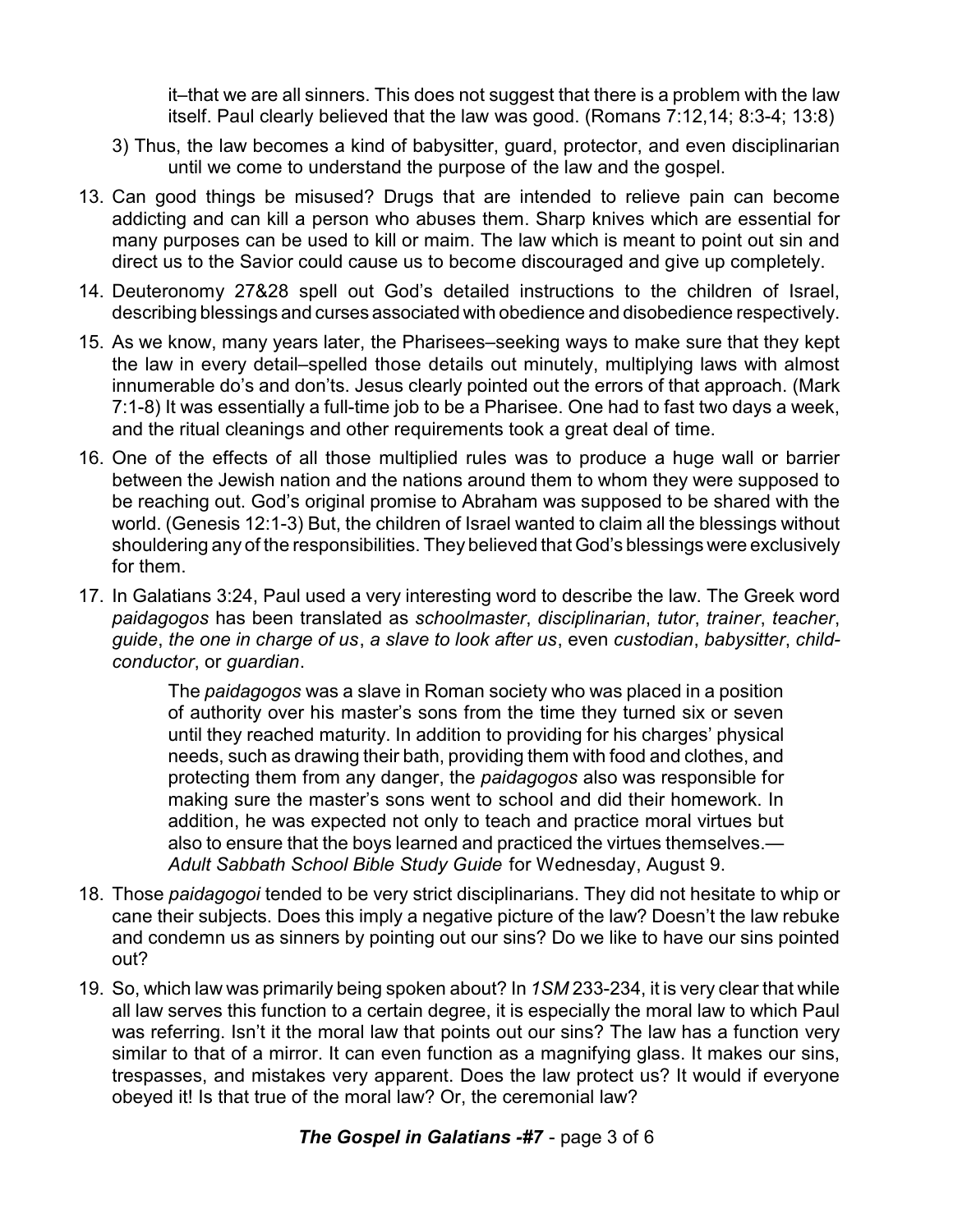it–that we are all sinners. This does not suggest that there is a problem with the law itself. Paul clearly believed that the law was good. (Romans 7:12,14; 8:3-4; 13:8)

3) Thus, the law becomes a kind of babysitter, guard, protector, and even disciplinarian until we come to understand the purpose of the law and the gospel.

13. Can good things be misused? Drugs that are intended to relieve pain can become addicting and can kill a person who abuses them. Sharp knives which are essential for many purposes can be used to kill or maim. The law which is meant to point out sin and direct us to the Savior could cause us to become discouraged and give up completely.

14. Deuteronomy 27&28 spell out God's detailed instructions to the children of Israel, describing blessings and curses associated with obedience and disobedience respectively.

15. As we know, many years later, the Pharisees–seeking ways to make sure that they kept the law in every detail–spelled those details out minutely, multiplying laws with almost innumerable do's and don'ts. Jesus clearly pointed out the errors of that approach. (Mark 7:1-8) It was essentially a full-time job to be a Pharisee. One had to fast two days a week, and the ritual cleanings and other requirements took a great deal of time.

16. One of the effects of all those multiplied rules was to produce a huge wall or barrier between the Jewish nation and the nations around them to whom they were supposed to be reaching out. God's original promise to Abraham was supposed to be shared with the world. (Genesis 12:1-3) But, the children of Israel wanted to claim all the blessings without shouldering any of the responsibilities. They believed that God's blessings were exclusively for them.

17. In Galatians 3:24, Paul used a very interesting word to describe the law. The Greek word *paidagogos* has been translated as *schoolmaster*, *disciplinarian*, *tutor*, *trainer*, *teacher*, *guide*, *the one in charge of us*, *a slave to look after us*, even *custodian*, *babysitter*, *child-conductor*, or *guardian*.

> The *paidagogos* was a slave in Roman society who was placed in a position of authority over his master's sons from the time they turned six or seven until they reached maturity. In addition to providing for his charges' physical needs, such as drawing their bath, providing them with food and clothes, and protecting them from any danger, the *paidagogos* also was responsible for making sure the master's sons went to school and did their homework. In addition, he was expected not only to teach and practice moral virtues but also to ensure that the boys learned and practiced the virtues themselves.—*Adult Sabbath School Bible Study Guide* for Wednesday, August 9.

18. Those *paidagogoi* tended to be very strict disciplinarians. They did not hesitate to whip or cane their subjects. Does this imply a negative picture of the law? Doesn't the law rebuke and condemn us as sinners by pointing out our sins? Do we like to have our sins pointed out?

19. So, which law was primarily being spoken about? In *1SM* 233-234, it is very clear that while all law serves this function to a certain degree, it is especially the moral law to which Paul was referring. Isn't it the moral law that points out our sins? The law has a function very similar to that of a mirror. It can even function as a magnifying glass. It makes our sins, trespasses, and mistakes very apparent. Does the law protect us? It would if everyone obeyed it! Is that true of the moral law? Or, the ceremonial law?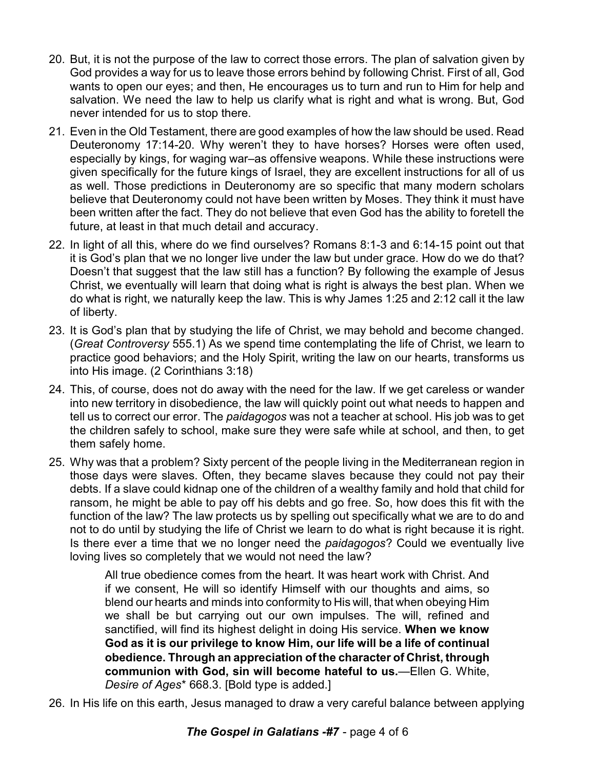20. But, it is not the purpose of the law to correct those errors. The plan of salvation given by God provides a way for us to leave those errors behind by following Christ. First of all, God wants to open our eyes; and then, He encourages us to turn and run to Him for help and salvation. We need the law to help us clarify what is right and what is wrong. But, God never intended for us to stop there.

21. Even in the Old Testament, there are good examples of how the law should be used. Read Deuteronomy 17:14-20. Why weren't they to have horses? Horses were often used, especially by kings, for waging war–as offensive weapons. While these instructions were given specifically for the future kings of Israel, they are excellent instructions for all of us as well. Those predictions in Deuteronomy are so specific that many modern scholars believe that Deuteronomy could not have been written by Moses. They think it must have been written after the fact. They do not believe that even God has the ability to foretell the future, at least in that much detail and accuracy.

22. In light of all this, where do we find ourselves? Romans 8:1-3 and 6:14-15 point out that it is God's plan that we no longer live under the law but under grace. How do we do that? Doesn't that suggest that the law still has a function? By following the example of Jesus Christ, we eventually will learn that doing what is right is always the best plan. When we do what is right, we naturally keep the law. This is why James 1:25 and 2:12 call it the law of liberty.

23. It is God's plan that by studying the life of Christ, we may behold and become changed. (*Great Controversy* 555.1) As we spend time contemplating the life of Christ, we learn to practice good behaviors; and the Holy Spirit, writing the law on our hearts, transforms us into His image. (2 Corinthians 3:18)

24. This, of course, does not do away with the need for the law. If we get careless or wander into new territory in disobedience, the law will quickly point out what needs to happen and tell us to correct our error. The *paidagogos* was not a teacher at school. His job was to get the children safely to school, make sure they were safe while at school, and then, to get them safely home.

25. Why was that a problem? Sixty percent of the people living in the Mediterranean region in those days were slaves. Often, they became slaves because they could not pay their debts. If a slave could kidnap one of the children of a wealthy family and hold that child for ransom, he might be able to pay off his debts and go free. So, how does this fit with the function of the law? The law protects us by spelling out specifically what we are to do and not to do until by studying the life of Christ we learn to do what is right because it is right. Is there ever a time that we no longer need the *paidagogos*? Could we eventually live loving lives so completely that we would not need the law?

> All true obedience comes from the heart. It was heart work with Christ. And if we consent, He will so identify Himself with our thoughts and aims, so blend our hearts and minds into conformity to His will, that when obeying Him we shall be but carrying out our own impulses. The will, refined and sanctified, will find its highest delight in doing His service. **When we know God as it is our privilege to know Him, our life will be a life of continual obedience. Through an appreciation of the character of Christ, through communion with God, sin will become hateful to us.**—Ellen G. White, *Desire of Ages** 668.3. [Bold type is added.]

26. In His life on this earth, Jesus managed to draw a very careful balance between applying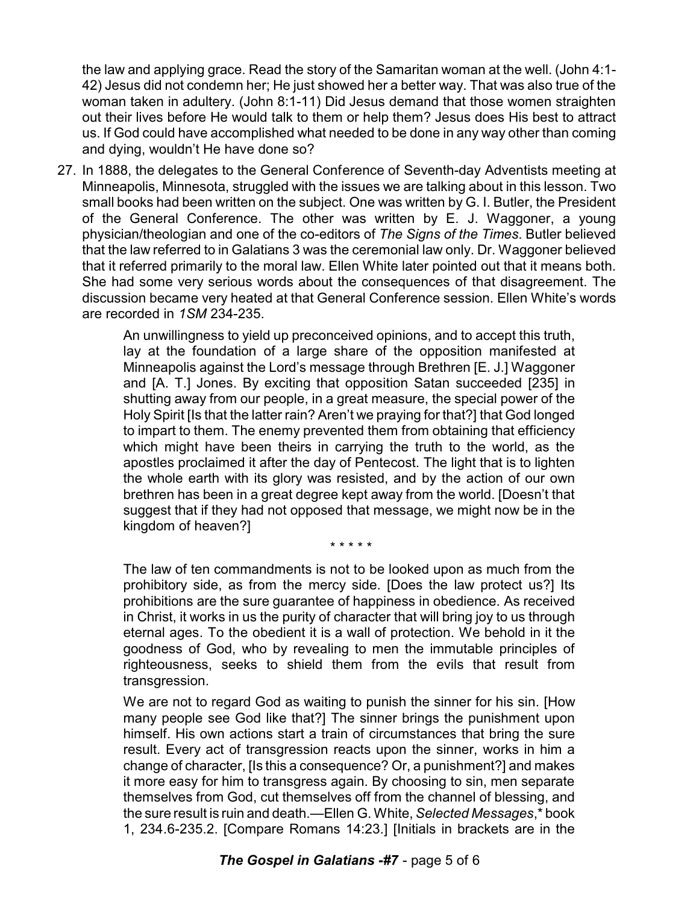the law and applying grace. Read the story of the Samaritan woman at the well. (John 4:1-42) Jesus did not condemn her; He just showed her a better way. That was also true of the woman taken in adultery. (John 8:1-11) Did Jesus demand that those women straighten out their lives before He would talk to them or help them? Jesus does His best to attract us. If God could have accomplished what needed to be done in any way other than coming and dying, wouldn't He have done so?

27. In 1888, the delegates to the General Conference of Seventh-day Adventists meeting at Minneapolis, Minnesota, struggled with the issues we are talking about in this lesson. Two small books had been written on the subject. One was written by G. I. Butler, the President of the General Conference. The other was written by E. J. Waggoner, a young physician/theologian and one of the co-editors of *The Signs of the Times*. Butler believed that the law referred to in Galatians 3 was the ceremonial law only. Dr. Waggoner believed that it referred primarily to the moral law. Ellen White later pointed out that it means both. She had some very serious words about the consequences of that disagreement. The discussion became very heated at that General Conference session. Ellen White's words are recorded in *1SM* 234-235.

> An unwillingness to yield up preconceived opinions, and to accept this truth, lay at the foundation of a large share of the opposition manifested at Minneapolis against the Lord's message through Brethren [E. J.] Waggoner and [A. T.] Jones. By exciting that opposition Satan succeeded [235] in shutting away from our people, in a great measure, the special power of the Holy Spirit [Is that the latter rain? Aren't we praying for that?] that God longed to impart to them. The enemy prevented them from obtaining that efficiency which might have been theirs in carrying the truth to the world, as the apostles proclaimed it after the day of Pentecost. The light that is to lighten the whole earth with its glory was resisted, and by the action of our own brethren has been in a great degree kept away from the world. [Doesn't that suggest that if they had not opposed that message, we might now be in the kingdom of heaven?]
>
> \* \* \* \* \*
>
> The law of ten commandments is not to be looked upon as much from the prohibitory side, as from the mercy side. [Does the law protect us?] Its prohibitions are the sure guarantee of happiness in obedience. As received in Christ, it works in us the purity of character that will bring joy to us through eternal ages. To the obedient it is a wall of protection. We behold in it the goodness of God, who by revealing to men the immutable principles of righteousness, seeks to shield them from the evils that result from transgression.
>
> We are not to regard God as waiting to punish the sinner for his sin. [How many people see God like that?] The sinner brings the punishment upon himself. His own actions start a train of circumstances that bring the sure result. Every act of transgression reacts upon the sinner, works in him a change of character, [Is this a consequence? Or, a punishment?] and makes it more easy for him to transgress again. By choosing to sin, men separate themselves from God, cut themselves off from the channel of blessing, and the sure result is ruin and death.—Ellen G. White, *Selected Messages*,* book 1, 234.6-235.2. [Compare Romans 14:23.] [Initials in brackets are in the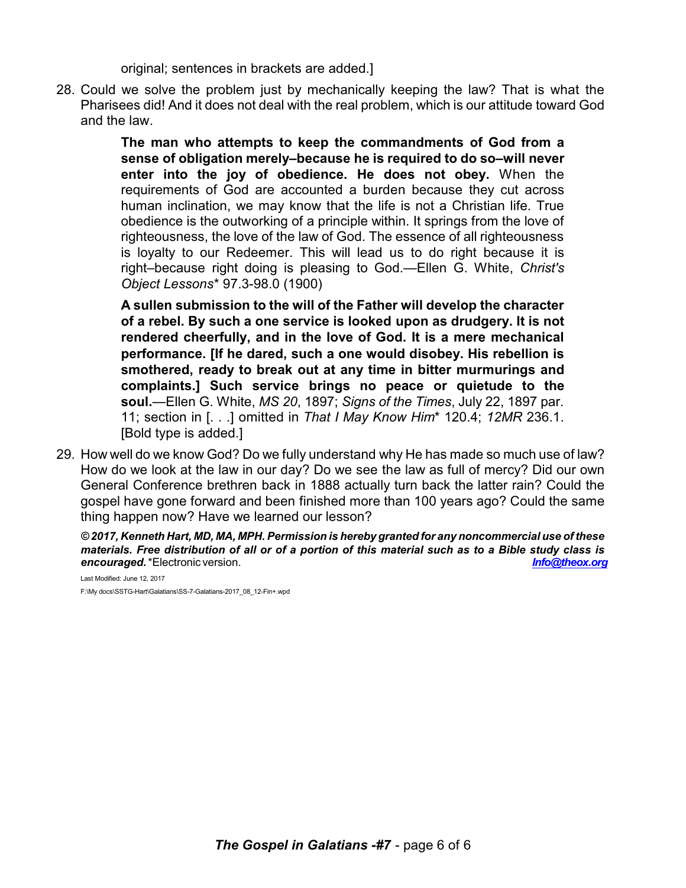original; sentences in brackets are added.]

28. Could we solve the problem just by mechanically keeping the law? That is what the Pharisees did! And it does not deal with the real problem, which is our attitude toward God and the law.

    > **The man who attempts to keep the commandments of God from a sense of obligation merely–because he is required to do so–will never enter into the joy of obedience. He does not obey.** When the requirements of God are accounted a burden because they cut across human inclination, we may know that the life is not a Christian life. True obedience is the outworking of a principle within. It springs from the love of righteousness, the love of the law of God. The essence of all righteousness is loyalty to our Redeemer. This will lead us to do right because it is right–because right doing is pleasing to God.—Ellen G. White, *Christ's Object Lessons** 97.3-98.0 (1900)

    > **A sullen submission to the will of the Father will develop the character of a rebel. By such a one service is looked upon as drudgery. It is not rendered cheerfully, and in the love of God. It is a mere mechanical performance. [If he dared, such a one would disobey. His rebellion is smothered, ready to break out at any time in bitter murmurings and complaints.] Such service brings no peace or quietude to the soul.**—Ellen G. White, *MS 20*, 1897; *Signs of the Times*, July 22, 1897 par. 11; section in [. . .] omitted in *That I May Know Him** 120.4; *12MR* 236.1. [Bold type is added.]

29. How well do we know God? Do we fully understand why He has made so much use of law? How do we look at the law in our day? Do we see the law as full of mercy? Did our own General Conference brethren back in 1888 actually turn back the latter rain? Could the gospel have gone forward and been finished more than 100 years ago? Could the same thing happen now? Have we learned our lesson?

***© 2017, Kenneth Hart, MD, MA, MPH. Permission is hereby granted for any noncommercial use of these materials. Free distribution of all or of a portion of this material such as to a Bible study class is encouraged.*** *Electronic version. ***Info@theox.org***

Last Modified: June 12, 2017

F:\My docs\SSTG-Hart\Galatians\SS-7-Galatians-2017_08_12-Fin+.wpd